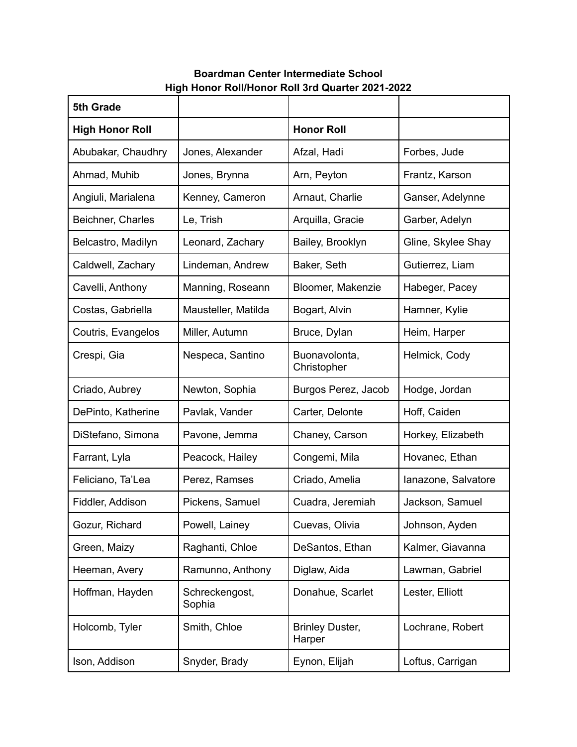**Boardman Center Intermediate School**
**High Honor Roll/Honor Roll 3rd Quarter 2021-2022**

| **5th Grade** | | | |
|---|---|---|---|
| **High Honor Roll** | | **Honor Roll** | |
| Abubakar, Chaudhry | Jones, Alexander | Afzal, Hadi | Forbes, Jude |
| Ahmad, Muhib | Jones, Brynna | Arn, Peyton | Frantz, Karson |
| Angiuli, Marialena | Kenney, Cameron | Arnaut, Charlie | Ganser, Adelynne |
| Beichner, Charles | Le, Trish | Arquilla, Gracie | Garber, Adelyn |
| Belcastro, Madilyn | Leonard, Zachary | Bailey, Brooklyn | Gline, Skylee Shay |
| Caldwell, Zachary | Lindeman, Andrew | Baker, Seth | Gutierrez, Liam |
| Cavelli, Anthony | Manning, Roseann | Bloomer, Makenzie | Habeger, Pacey |
| Costas, Gabriella | Mausteller, Matilda | Bogart, Alvin | Hamner, Kylie |
| Coutris, Evangelos | Miller, Autumn | Bruce, Dylan | Heim, Harper |
| Crespi, Gia | Nespeca, Santino | Buonavolonta, Christopher | Helmick, Cody |
| Criado, Aubrey | Newton, Sophia | Burgos Perez, Jacob | Hodge, Jordan |
| DePinto, Katherine | Pavlak, Vander | Carter, Delonte | Hoff, Caiden |
| DiStefano, Simona | Pavone, Jemma | Chaney, Carson | Horkey, Elizabeth |
| Farrant, Lyla | Peacock, Hailey | Congemi, Mila | Hovanec, Ethan |
| Feliciano, Ta’Lea | Perez, Ramses | Criado, Amelia | Ianazone, Salvatore |
| Fiddler, Addison | Pickens, Samuel | Cuadra, Jeremiah | Jackson, Samuel |
| Gozur, Richard | Powell, Lainey | Cuevas, Olivia | Johnson, Ayden |
| Green, Maizy | Raghanti, Chloe | DeSantos, Ethan | Kalmer, Giavanna |
| Heeman, Avery | Ramunno, Anthony | Diglaw, Aida | Lawman, Gabriel |
| Hoffman, Hayden | Schreckengost, Sophia | Donahue, Scarlet | Lester, Elliott |
| Holcomb, Tyler | Smith, Chloe | Brinley Duster, Harper | Lochrane, Robert |
| Ison, Addison | Snyder, Brady | Eynon, Elijah | Loftus, Carrigan |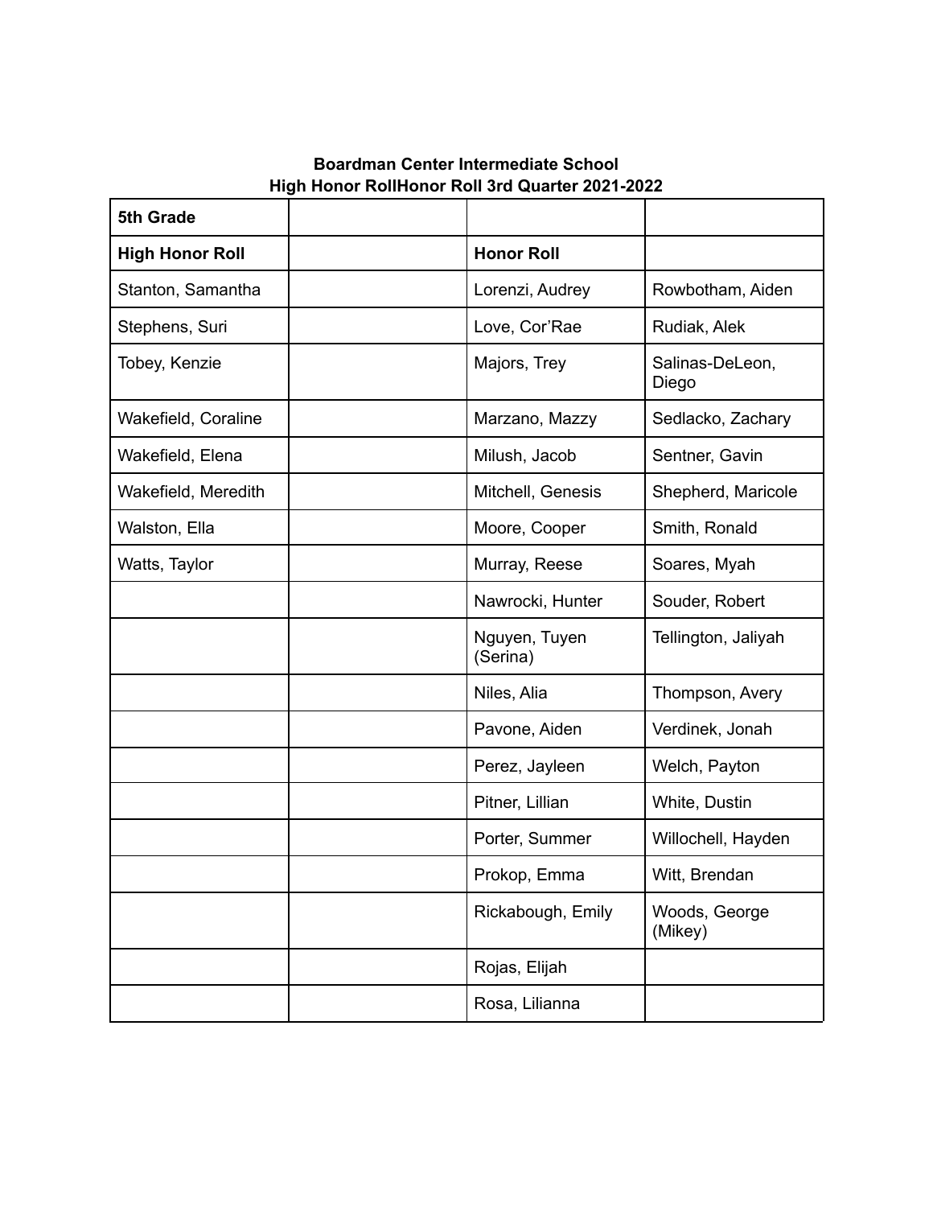**Boardman Center Intermediate School**
**High Honor RollHonor Roll 3rd Quarter 2021-2022**

| | | | |
|---|---|---|---|
| **5th Grade** | | | |
| **High Honor Roll** | | **Honor Roll** | |
| Stanton, Samantha | | Lorenzi, Audrey | Rowbotham, Aiden |
| Stephens, Suri | | Love, Cor’Rae | Rudiak, Alek |
| Tobey, Kenzie | | Majors, Trey | Salinas-DeLeon, Diego |
| Wakefield, Coraline | | Marzano, Mazzy | Sedlacko, Zachary |
| Wakefield, Elena | | Milush, Jacob | Sentner, Gavin |
| Wakefield, Meredith | | Mitchell, Genesis | Shepherd, Maricole |
| Walston, Ella | | Moore, Cooper | Smith, Ronald |
| Watts, Taylor | | Murray, Reese | Soares, Myah |
| | | Nawrocki, Hunter | Souder, Robert |
| | | Nguyen, Tuyen (Serina) | Tellington, Jaliyah |
| | | Niles, Alia | Thompson, Avery |
| | | Pavone, Aiden | Verdinek, Jonah |
| | | Perez, Jayleen | Welch, Payton |
| | | Pitner, Lillian | White, Dustin |
| | | Porter, Summer | Willochell, Hayden |
| | | Prokop, Emma | Witt, Brendan |
| | | Rickabough, Emily | Woods, George (Mikey) |
| | | Rojas, Elijah | |
| | | Rosa, Lilianna | |